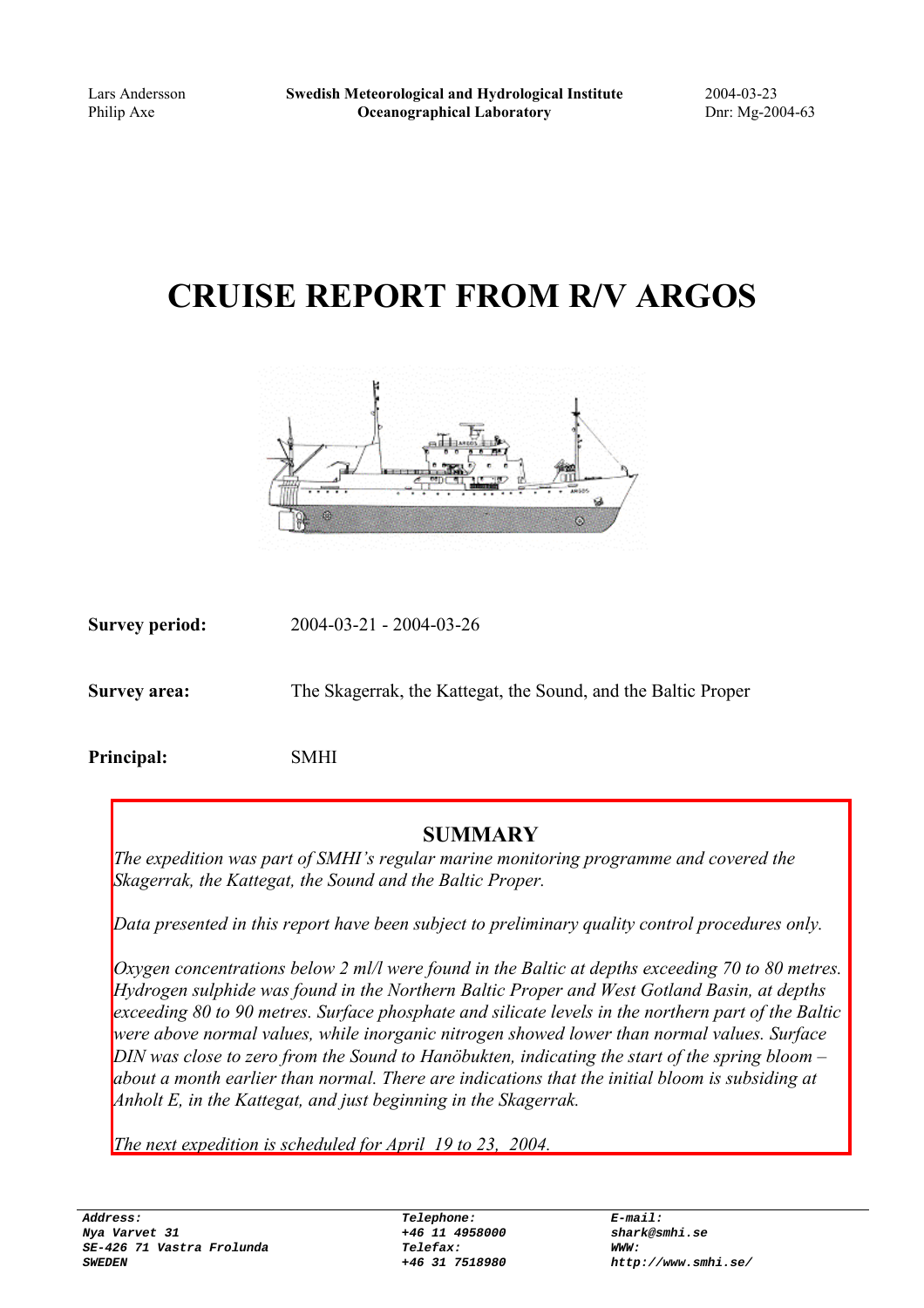Lars Andersson
Philip Axe

**Swedish Meteorological and Hydrological Institute**
**Oceanographical Laboratory**

2004-03-23
Dnr: Mg-2004-63

# CRUISE REPORT FROM R/V ARGOS

**Survey period:** 2004-03-21 - 2004-03-26

**Survey area:** The Skagerrak, the Kattegat, the Sound, and the Baltic Proper

**Principal:** SMHI

## SUMMARY

*The expedition was part of SMHI's regular marine monitoring programme and covered the Skagerrak, the Kattegat, the Sound and the Baltic Proper.*

*Data presented in this report have been subject to preliminary quality control procedures only.*

*Oxygen concentrations below 2 ml/l were found in the Baltic at depths exceeding 70 to 80 metres. Hydrogen sulphide was found in the Northern Baltic Proper and West Gotland Basin, at depths exceeding 80 to 90 metres. Surface phosphate and silicate levels in the northern part of the Baltic were above normal values, while inorganic nitrogen showed lower than normal values. Surface DIN was close to zero from the Sound to Hanöbukten, indicating the start of the spring bloom – about a month earlier than normal. There are indications that the initial bloom is subsiding at Anholt E, in the Kattegat, and just beginning in the Skagerrak.*

*The next expedition is scheduled for April 19 to 23, 2004.*

**Address:**
**Nya Varvet 31**
**SE-426 71 Vastra Frolunda**
**SWEDEN**

**Telephone:**
**+46 11 4958000**
**Telefax:**
**+46 31 7518980**

**E-mail:**
**shark@smhi.se**
**WWW:**
**http://www.smhi.se/**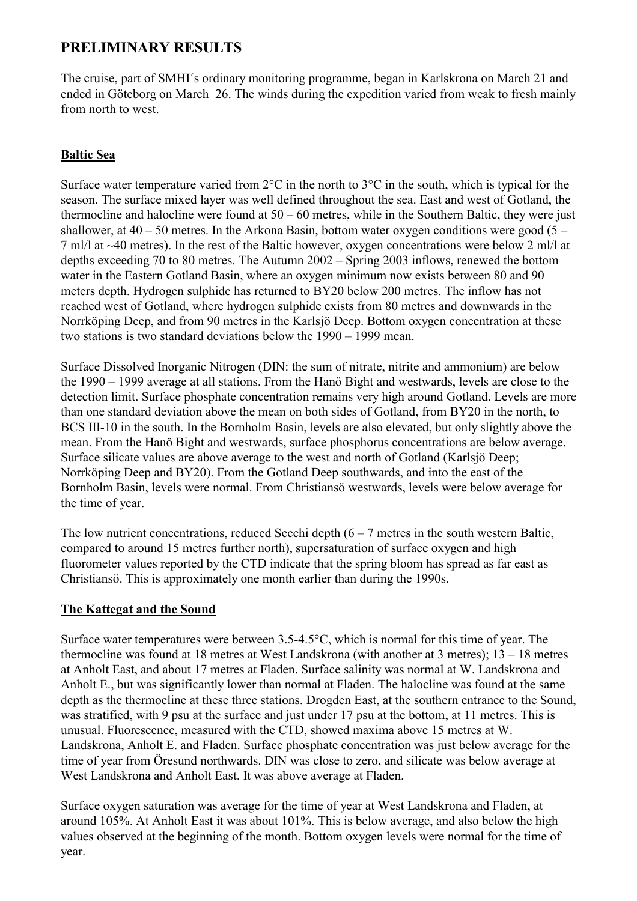# PRELIMINARY RESULTS

The cruise, part of SMHI´s ordinary monitoring programme, began in Karlskrona on March 21 and ended in Göteborg on March 26. The winds during the expedition varied from weak to fresh mainly from north to west.

## Baltic Sea

Surface water temperature varied from 2°C in the north to 3°C in the south, which is typical for the season. The surface mixed layer was well defined throughout the sea. East and west of Gotland, the thermocline and halocline were found at 50 – 60 metres, while in the Southern Baltic, they were just shallower, at 40 – 50 metres. In the Arkona Basin, bottom water oxygen conditions were good (5 – 7 ml/l at ~40 metres). In the rest of the Baltic however, oxygen concentrations were below 2 ml/l at depths exceeding 70 to 80 metres. The Autumn 2002 – Spring 2003 inflows, renewed the bottom water in the Eastern Gotland Basin, where an oxygen minimum now exists between 80 and 90 meters depth. Hydrogen sulphide has returned to BY20 below 200 metres. The inflow has not reached west of Gotland, where hydrogen sulphide exists from 80 metres and downwards in the Norrköping Deep, and from 90 metres in the Karlsjö Deep. Bottom oxygen concentration at these two stations is two standard deviations below the 1990 – 1999 mean.

Surface Dissolved Inorganic Nitrogen (DIN: the sum of nitrate, nitrite and ammonium) are below the 1990 – 1999 average at all stations. From the Hanö Bight and westwards, levels are close to the detection limit. Surface phosphate concentration remains very high around Gotland. Levels are more than one standard deviation above the mean on both sides of Gotland, from BY20 in the north, to BCS III-10 in the south. In the Bornholm Basin, levels are also elevated, but only slightly above the mean. From the Hanö Bight and westwards, surface phosphorus concentrations are below average. Surface silicate values are above average to the west and north of Gotland (Karlsjö Deep; Norrköping Deep and BY20). From the Gotland Deep southwards, and into the east of the Bornholm Basin, levels were normal. From Christiansö westwards, levels were below average for the time of year.

The low nutrient concentrations, reduced Secchi depth (6 – 7 metres in the south western Baltic, compared to around 15 metres further north), supersaturation of surface oxygen and high fluorometer values reported by the CTD indicate that the spring bloom has spread as far east as Christiansö. This is approximately one month earlier than during the 1990s.

## The Kattegat and the Sound

Surface water temperatures were between 3.5-4.5°C, which is normal for this time of year. The thermocline was found at 18 metres at West Landskrona (with another at 3 metres); 13 – 18 metres at Anholt East, and about 17 metres at Fladen. Surface salinity was normal at W. Landskrona and Anholt E., but was significantly lower than normal at Fladen. The halocline was found at the same depth as the thermocline at these three stations. Drogden East, at the southern entrance to the Sound, was stratified, with 9 psu at the surface and just under 17 psu at the bottom, at 11 metres. This is unusual. Fluorescence, measured with the CTD, showed maxima above 15 metres at W. Landskrona, Anholt E. and Fladen. Surface phosphate concentration was just below average for the time of year from Öresund northwards. DIN was close to zero, and silicate was below average at West Landskrona and Anholt East. It was above average at Fladen.

Surface oxygen saturation was average for the time of year at West Landskrona and Fladen, at around 105%. At Anholt East it was about 101%. This is below average, and also below the high values observed at the beginning of the month. Bottom oxygen levels were normal for the time of year.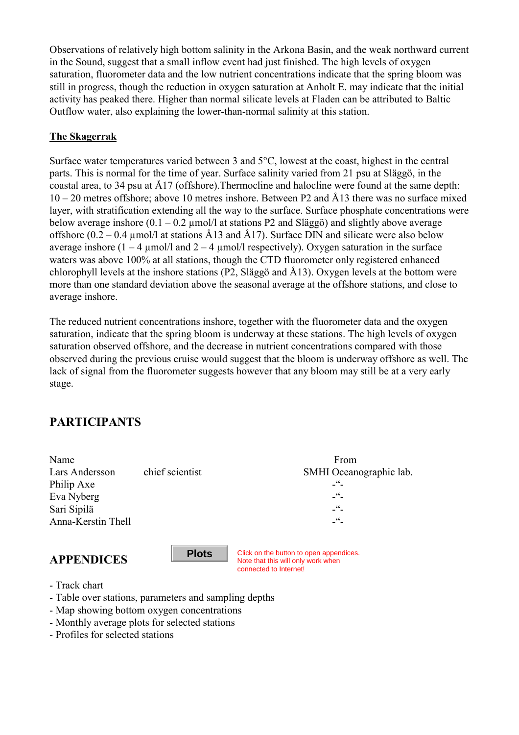Observations of relatively high bottom salinity in the Arkona Basin, and the weak northward current in the Sound, suggest that a small inflow event had just finished. The high levels of oxygen saturation, fluorometer data and the low nutrient concentrations indicate that the spring bloom was still in progress, though the reduction in oxygen saturation at Anholt E. may indicate that the initial activity has peaked there. Higher than normal silicate levels at Fladen can be attributed to Baltic Outflow water, also explaining the lower-than-normal salinity at this station.

**The Skagerrak**

Surface water temperatures varied between 3 and 5°C, lowest at the coast, highest in the central parts. This is normal for the time of year. Surface salinity varied from 21 psu at Släggö, in the coastal area, to 34 psu at Å17 (offshore).Thermocline and halocline were found at the same depth: 10 – 20 metres offshore; above 10 metres inshore. Between P2 and Å13 there was no surface mixed layer, with stratification extending all the way to the surface. Surface phosphate concentrations were below average inshore (0.1 – 0.2 µmol/l at stations P2 and Släggö) and slightly above average offshore (0.2 – 0.4 µmol/l at stations Å13 and Å17). Surface DIN and silicate were also below average inshore (1 – 4 µmol/l and 2 – 4 µmol/l respectively). Oxygen saturation in the surface waters was above 100% at all stations, though the CTD fluorometer only registered enhanced chlorophyll levels at the inshore stations (P2, Släggö and Å13). Oxygen levels at the bottom were more than one standard deviation above the seasonal average at the offshore stations, and close to average inshore.

The reduced nutrient concentrations inshore, together with the fluorometer data and the oxygen saturation, indicate that the spring bloom is underway at these stations. The high levels of oxygen saturation observed offshore, and the decrease in nutrient concentrations compared with those observed during the previous cruise would suggest that the bloom is underway offshore as well. The lack of signal from the fluorometer suggests however that any bloom may still be at a very early stage.

## PARTICIPANTS

| Name | | From |
|---|---|---|
| Lars Andersson | chief scientist | SMHI Oceanographic lab. |
| Philip Axe | | -"- |
| Eva Nyberg | | -"- |
| Sari Sipilä | | -"- |
| Anna-Kerstin Thell | | -"- |

## APPENDICES

Plots

Click on the button to open appendices. Note that this will only work when connected to Internet!

- Track chart
- Table over stations, parameters and sampling depths
- Map showing bottom oxygen concentrations
- Monthly average plots for selected stations
- Profiles for selected stations